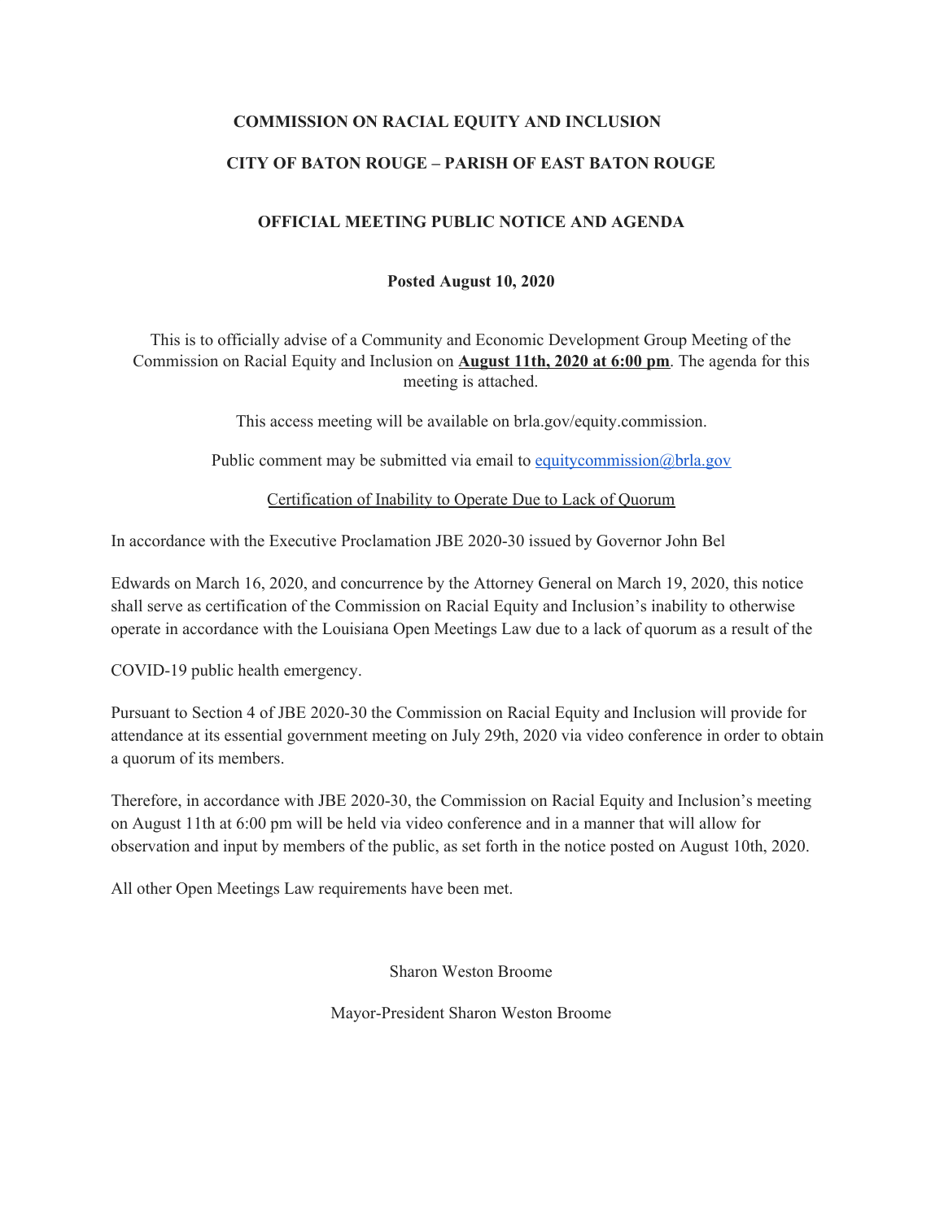**COMMISSION ON RACIAL EQUITY AND INCLUSION**

**CITY OF BATON ROUGE – PARISH OF EAST BATON ROUGE**

**OFFICIAL MEETING PUBLIC NOTICE AND AGENDA**

**Posted August 10, 2020**

This is to officially advise of a Community and Economic Development Group Meeting of the Commission on Racial Equity and Inclusion on **August 11th, 2020 at 6:00 pm**. The agenda for this meeting is attached.

This access meeting will be available on brla.gov/equity.commission.

Public comment may be submitted via email to equitycommission@brla.gov

Certification of Inability to Operate Due to Lack of Quorum

In accordance with the Executive Proclamation JBE 2020-30 issued by Governor John Bel Edwards on March 16, 2020, and concurrence by the Attorney General on March 19, 2020, this notice shall serve as certification of the Commission on Racial Equity and Inclusion's inability to otherwise operate in accordance with the Louisiana Open Meetings Law due to a lack of quorum as a result of the COVID-19 public health emergency.

Pursuant to Section 4 of JBE 2020-30 the Commission on Racial Equity and Inclusion will provide for attendance at its essential government meeting on July 29th, 2020 via video conference in order to obtain a quorum of its members.

Therefore, in accordance with JBE 2020-30, the Commission on Racial Equity and Inclusion's meeting on August 11th at 6:00 pm will be held via video conference and in a manner that will allow for observation and input by members of the public, as set forth in the notice posted on August 10th, 2020.

All other Open Meetings Law requirements have been met.

Sharon Weston Broome

Mayor-President Sharon Weston Broome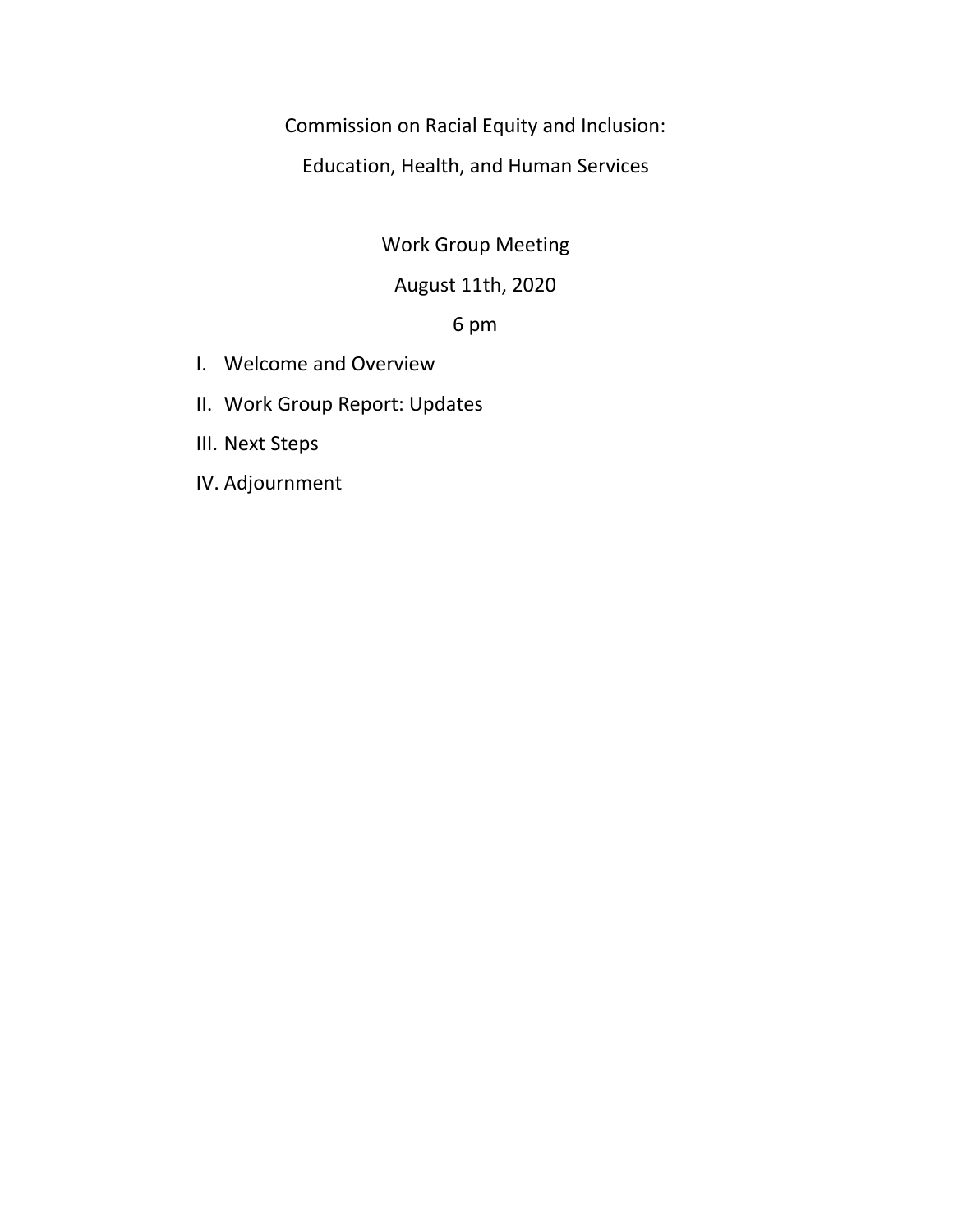# Commission on Racial Equity and Inclusion:

## Education, Health, and Human Services

Work Group Meeting

August 11th, 2020

6 pm

I. Welcome and Overview

II. Work Group Report: Updates

III. Next Steps

IV. Adjournment